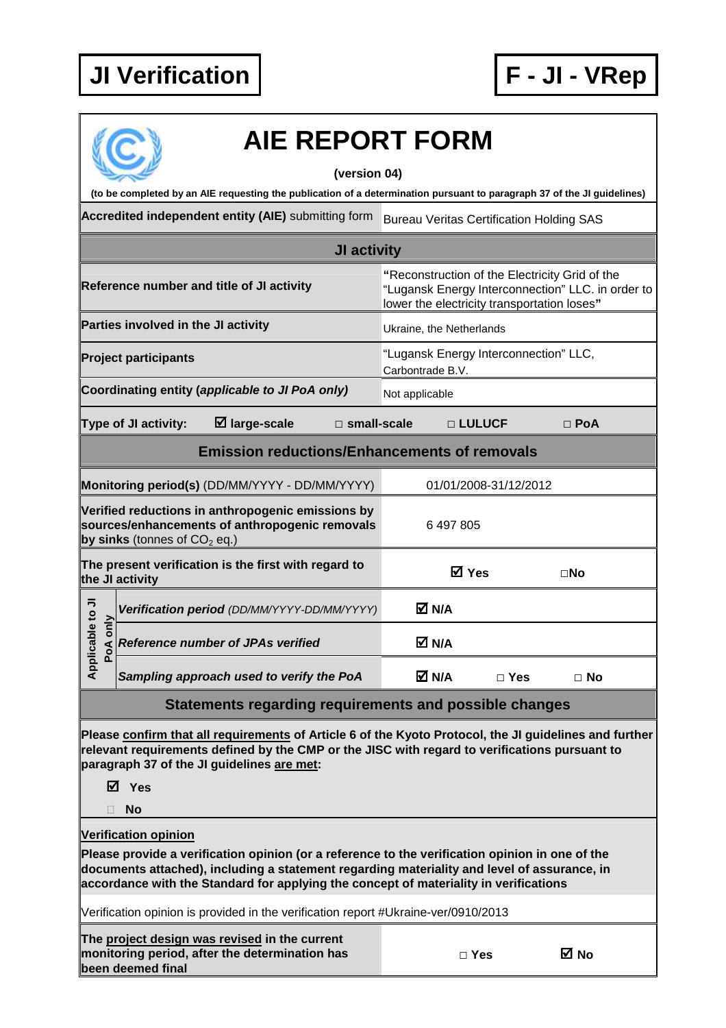**JI Verification** | **F - JI - VRep**

# AIE REPORT FORM

**(version 04)**

**(to be completed by an AIE requesting the publication of a determination pursuant to paragraph 37 of the JI guidelines)**

| **Accredited independent entity (AIE)** submitting form | Bureau Veritas Certification Holding SAS |
|---|---|
| **JI activity** | |
| **Reference number and title of JI activity** | **"**Reconstruction of the Electricity Grid of the "Lugansk Energy Interconnection" LLC. in order to lower the electricity transportation loses**"** |
| **Parties involved in the JI activity** | Ukraine, the Netherlands |
| **Project participants** | "Lugansk Energy Interconnection" LLC, Carbontrade B.V. |
| **Coordinating entity (*applicable to JI PoA only)*** | Not applicable |
| **Type of JI activity:** ☑ **large-scale** □ **small-scale** | □ **LULUCF** □ **PoA** |

| **Emission reductions/Enhancements of removals** | |
|---|---|
| **Monitoring period(s)** (DD/MM/YYYY - DD/MM/YYYY) | 01/01/2008-31/12/2012 |
| **Verified reductions in anthropogenic emissions by sources/enhancements of anthropogenic removals by sinks** (tonnes of $CO_2$ eq.) | 6 497 805 |
| **The present verification is the first with regard to the JI activity** | ☑ **Yes** □**No** |
| **Applicable to JI PoA only** – ***Verification period*** *(DD/MM/YYYY-DD/MM/YYYY)* | ☑ **N/A** |
| **Applicable to JI PoA only** – ***Reference number of JPAs verified*** | ☑ **N/A** |
| **Applicable to JI PoA only** – ***Sampling approach used to verify the PoA*** | ☑ **N/A** □ **Yes** □ **No** |

## Statements regarding requirements and possible changes

**Please confirm that all requirements of Article 6 of the Kyoto Protocol, the JI guidelines and further relevant requirements defined by the CMP or the JISC with regard to verifications pursuant to paragraph 37 of the JI guidelines are met:**

☑ **Yes**

□ **No**

**Verification opinion**

**Please provide a verification opinion (or a reference to the verification opinion in one of the documents attached), including a statement regarding materiality and level of assurance, in accordance with the Standard for applying the concept of materiality in verifications**

Verification opinion is provided in the verification report #Ukraine-ver/0910/2013

| **The project design was revised in the current monitoring period, after the determination has been deemed final** | □ **Yes** ☑ **No** |
|---|---|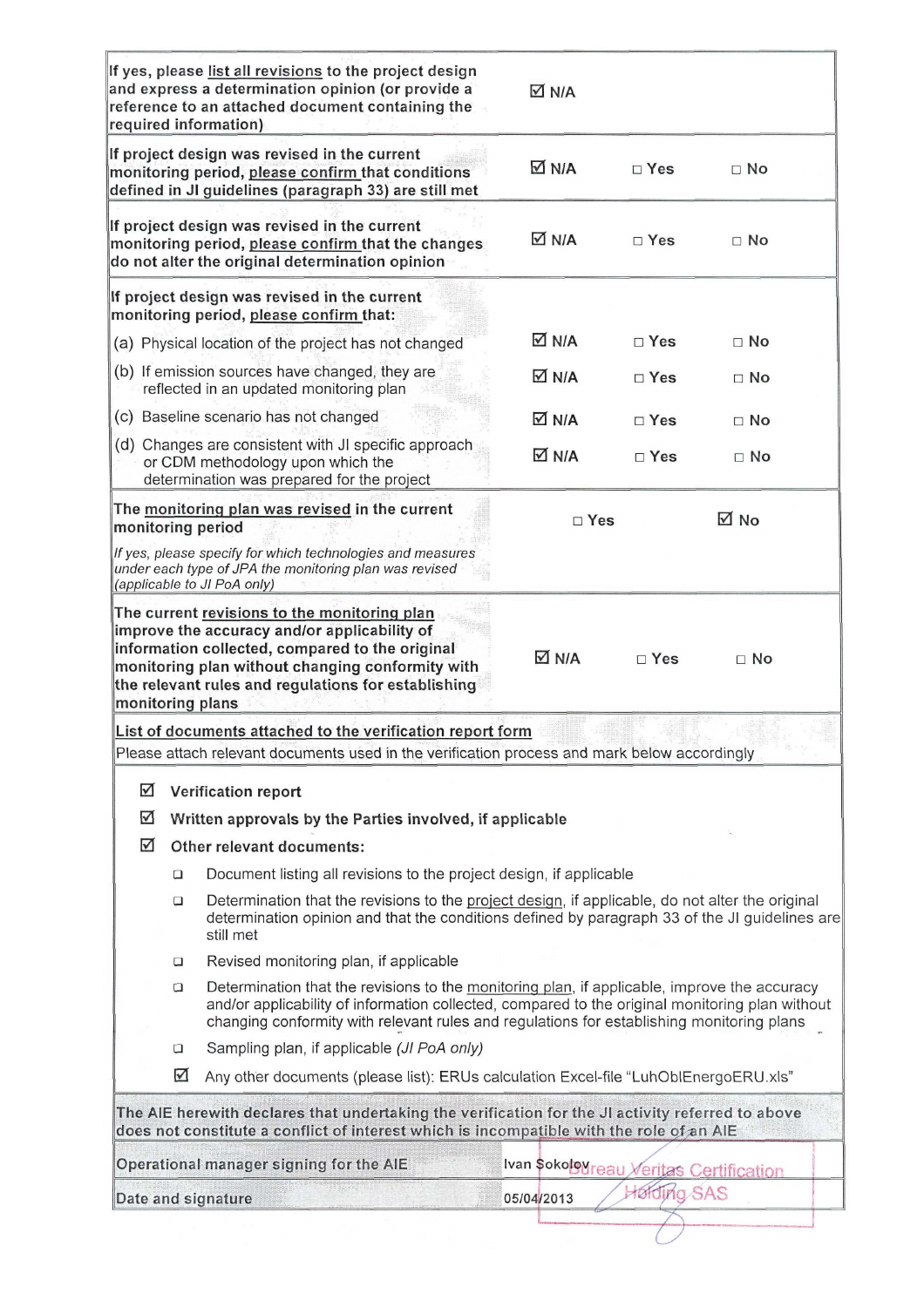| | | | |
|---|---|---|---|
| If yes, please list all revisions to the project design and express a determination opinion (or provide a reference to an attached document containing the required information) | ☑ N/A | | |
| If project design was revised in the current monitoring period, please confirm that conditions defined in JI guidelines (paragraph 33) are still met | ☑ N/A | □ Yes | □ No |
| If project design was revised in the current monitoring period, please confirm that the changes do not alter the original determination opinion | ☑ N/A | □ Yes | □ No |
| If project design was revised in the current monitoring period, please confirm that: | | | |
| (a) Physical location of the project has not changed | ☑ N/A | □ Yes | □ No |
| (b) If emission sources have changed, they are reflected in an updated monitoring plan | ☑ N/A | □ Yes | □ No |
| (c) Baseline scenario has not changed | ☑ N/A | □ Yes | □ No |
| (d) Changes are consistent with JI specific approach or CDM methodology upon which the determination was prepared for the project | ☑ N/A | □ Yes | □ No |
| The monitoring plan was revised in the current monitoring period<br>*If yes, please specify for which technologies and measures under each type of JPA the monitoring plan was revised (applicable to JI PoA only)* | □ Yes | ☑ No | |
| The current revisions to the monitoring plan improve the accuracy and/or applicability of information collected, compared to the original monitoring plan without changing conformity with the relevant rules and regulations for establishing monitoring plans | ☑ N/A | □ Yes | □ No |

**List of documents attached to the verification report form**

Please attach relevant documents used in the verification process and mark below accordingly

- ☑ **Verification report**
- ☑ **Written approvals by the Parties involved, if applicable**
- ☑ **Other relevant documents:**
  - □ Document listing all revisions to the project design, if applicable
  - □ Determination that the revisions to the project design, if applicable, do not alter the original determination opinion and that the conditions defined by paragraph 33 of the JI guidelines are still met
  - □ Revised monitoring plan, if applicable
  - □ Determination that the revisions to the monitoring plan, if applicable, improve the accuracy and/or applicability of information collected, compared to the original monitoring plan without changing conformity with relevant rules and regulations for establishing monitoring plans
  - □ Sampling plan, if applicable *(JI PoA only)*
  - ☑ Any other documents (please list): ERUs calculation Excel-file "LuhOblEnergoERU.xls"

The AIE herewith declares that undertaking the verification for the JI activity referred to above does not constitute a conflict of interest which is incompatible with the role of an AIE

| | |
|---|---|
| Operational manager signing for the AIE | Ivan Sokolov Bureau Veritas Certification Holding SAS |
| Date and signature | 05/04/2013 |